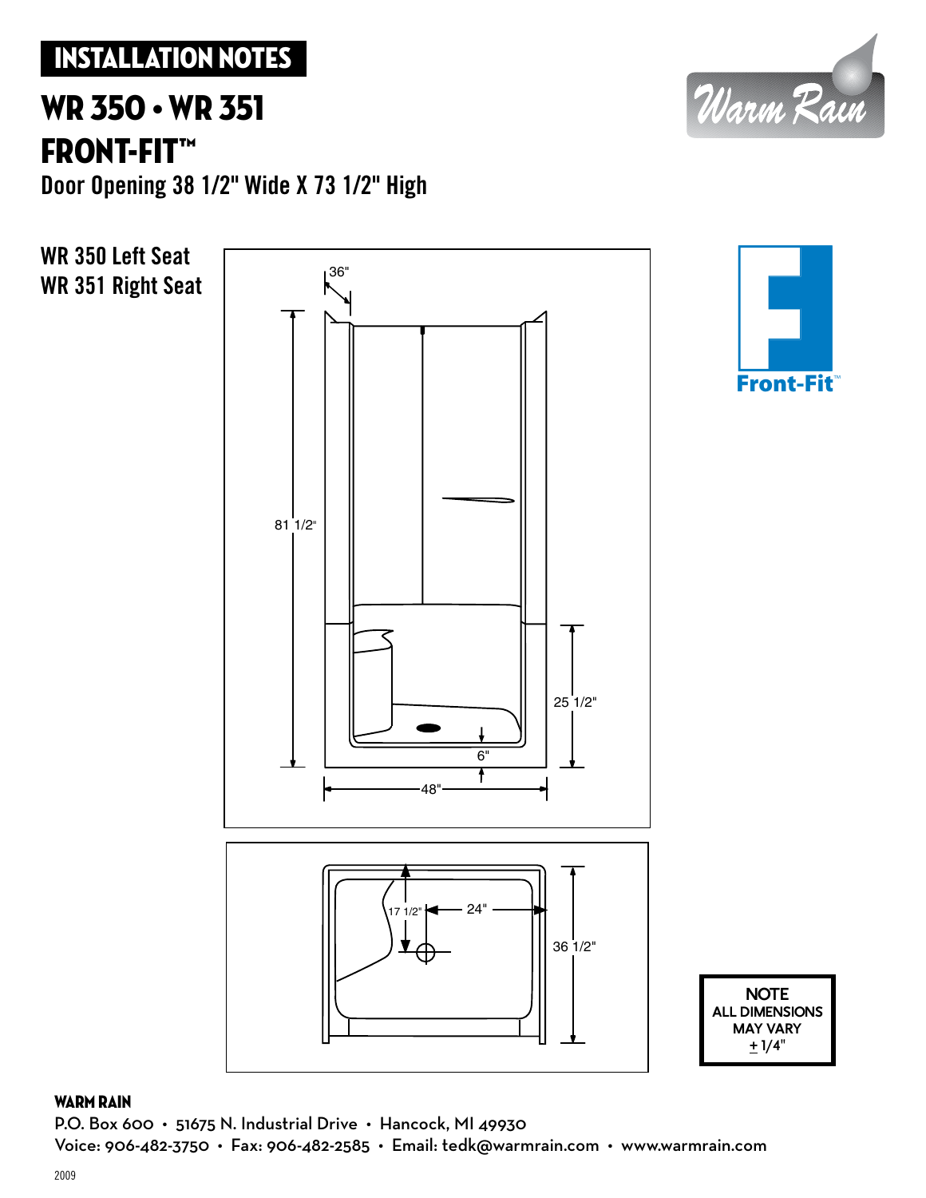# INSTALLATION NOTES

## WR 350 • WR 351

## FRONT-FIT™

Door Opening 38 1/2" Wide X 73 1/2" High

Warm Rain

WR 350 Left Seat
WR 351 Right Seat

36"

81 1/2"

25 1/2"

6"

48"

Front-Fit™

17 1/2"

24"

36 1/2"

**NOTE**
ALL DIMENSIONS
MAY VARY
± 1/4"

**WARM RAIN**
P.O. Box 600 • 51675 N. Industrial Drive • Hancock, MI 49930
Voice: 906-482-3750 • Fax: 906-482-2585 • Email: tedk@warmrain.com • www.warmrain.com

2009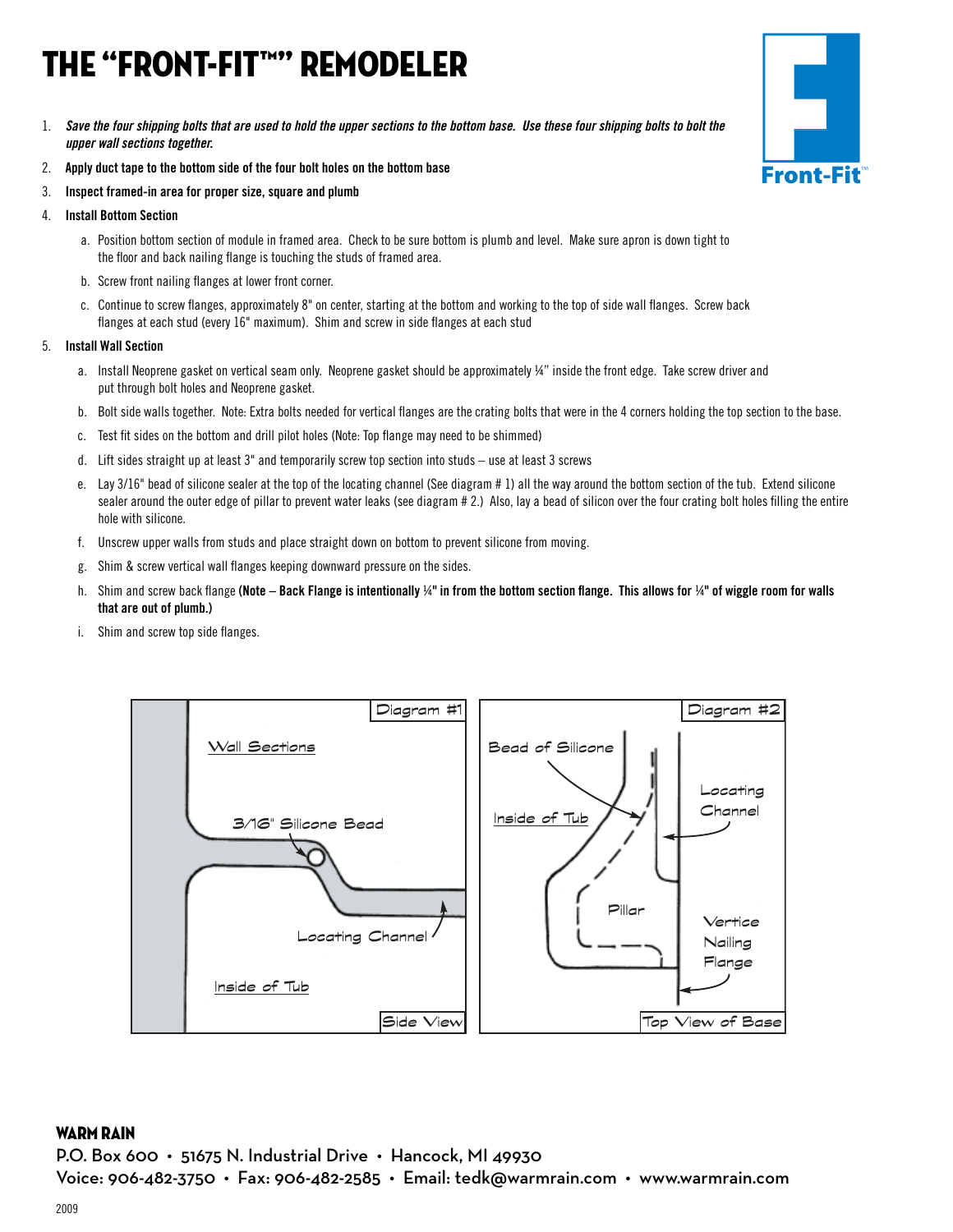# THE "FRONT-FIT™" REMODELER

Front-Fit™

1. ***Save the four shipping bolts that are used to hold the upper sections to the bottom base. Use these four shipping bolts to bolt the upper wall sections together.***
2. **Apply duct tape to the bottom side of the four bolt holes on the bottom base**
3. **Inspect framed-in area for proper size, square and plumb**
4. **Install Bottom Section**
   a. Position bottom section of module in framed area. Check to be sure bottom is plumb and level. Make sure apron is down tight to the floor and back nailing flange is touching the studs of framed area.
   b. Screw front nailing flanges at lower front corner.
   c. Continue to screw flanges, approximately 8" on center, starting at the bottom and working to the top of side wall flanges. Screw back flanges at each stud (every 16" maximum). Shim and screw in side flanges at each stud
5. **Install Wall Section**
   a. Install Neoprene gasket on vertical seam only. Neoprene gasket should be approximately ¼" inside the front edge. Take screw driver and put through bolt holes and Neoprene gasket.
   b. Bolt side walls together. Note: Extra bolts needed for vertical flanges are the crating bolts that were in the 4 corners holding the top section to the base.
   c. Test fit sides on the bottom and drill pilot holes (Note: Top flange may need to be shimmed)
   d. Lift sides straight up at least 3" and temporarily screw top section into studs – use at least 3 screws
   e. Lay 3/16" bead of silicone sealer at the top of the locating channel (See diagram # 1) all the way around the bottom section of the tub. Extend silicone sealer around the outer edge of pillar to prevent water leaks (see diagram # 2.) Also, lay a bead of silicon over the four crating bolt holes filling the entire hole with silicone.
   f. Unscrew upper walls from studs and place straight down on bottom to prevent silicone from moving.
   g. Shim & screw vertical wall flanges keeping downward pressure on the sides.
   h. Shim and screw back flange **(Note – Back Flange is intentionally ¼" in from the bottom section flange. This allows for ¼" of wiggle room for walls that are out of plumb.)**
   i. Shim and screw top side flanges.

Diagram #1

Wall Sections

3/16" Silicone Bead

Locating Channel

Inside of Tub

Side View

Diagram #2

Bead of Silicone

Inside of Tub

Locating Channel

Pillar

Vertice Nailing Flange

Top View of Base

**WARM RAIN**

P.O. Box 600 • 51675 N. Industrial Drive • Hancock, MI 49930

Voice: 906-482-3750 • Fax: 906-482-2585 • Email: tedk@warmrain.com • www.warmrain.com

2009